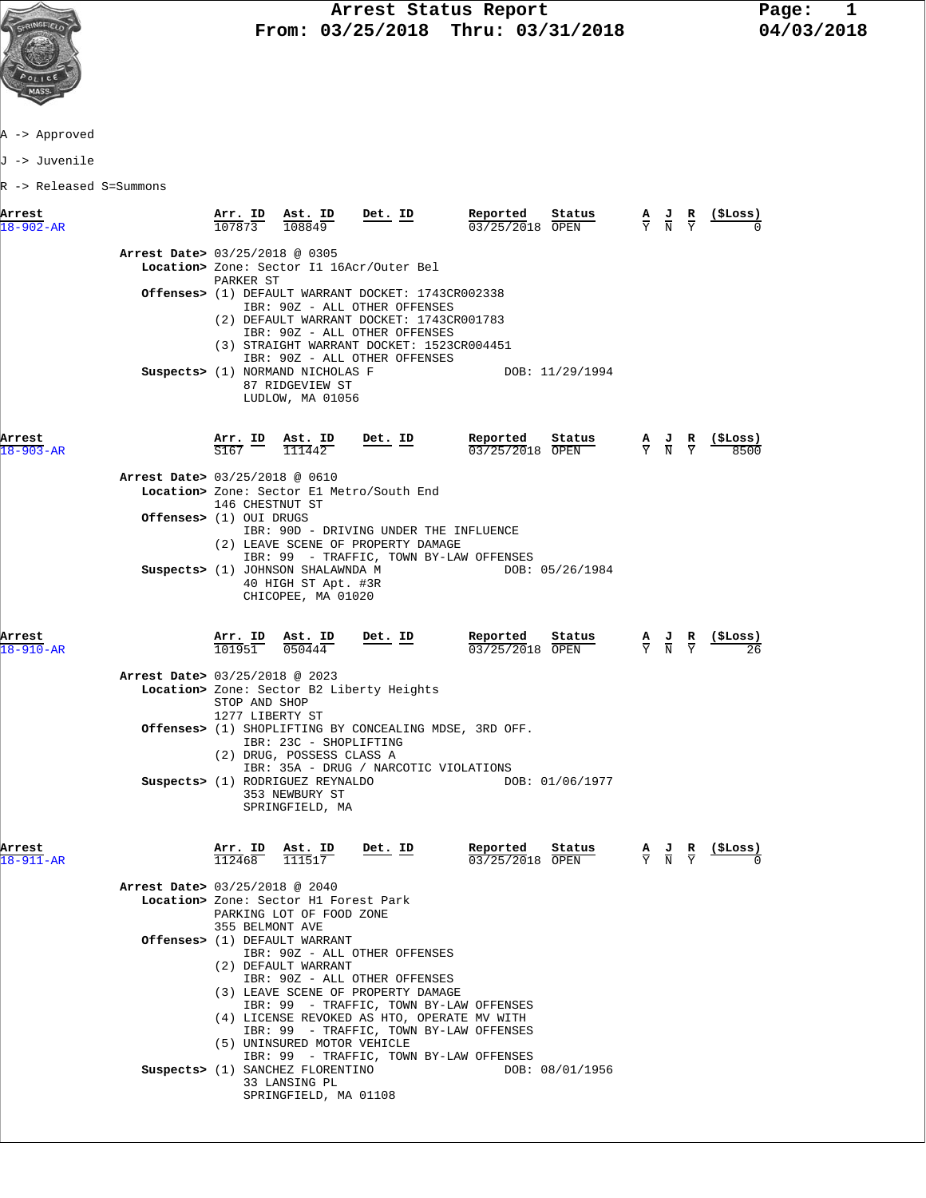# Arrest Status Report

**From: 03/25/2018 Thru: 03/31/2018**

04/03/2018

A -> Approved

J -> Juvenile

R -> Released S=Summons

| Arrest | Arr. ID | Ast. ID | Det. ID | Reported | Status | A | J | R | ($Loss) |
|---|---|---|---|---|---|---|---|---|---|
| 18-902-AR | 107873 | 108849 | | 03/25/2018 | OPEN | Y | N | Y | 0 |

**Arrest Date>** 03/25/2018 @ 0305
**Location>** Zone: Sector I1 16Acr/Outer Bel
PARKER ST
**Offenses>** (1) DEFAULT WARRANT DOCKET: 1743CR002338
IBR: 90Z - ALL OTHER OFFENSES
(2) DEFAULT WARRANT DOCKET: 1743CR001783
IBR: 90Z - ALL OTHER OFFENSES
(3) STRAIGHT WARRANT DOCKET: 1523CR004451
IBR: 90Z - ALL OTHER OFFENSES
**Suspects>** (1) NORMAND NICHOLAS F DOB: 11/29/1994
87 RIDGEVIEW ST
LUDLOW, MA 01056

| Arrest | Arr. ID | Ast. ID | Det. ID | Reported | Status | A | J | R | ($Loss) |
|---|---|---|---|---|---|---|---|---|---|
| 18-903-AR | S167 | 111442 | | 03/25/2018 | OPEN | Y | N | Y | 8500 |

**Arrest Date>** 03/25/2018 @ 0610
**Location>** Zone: Sector E1 Metro/South End
146 CHESTNUT ST
**Offenses>** (1) OUI DRUGS
IBR: 90D - DRIVING UNDER THE INFLUENCE
(2) LEAVE SCENE OF PROPERTY DAMAGE
IBR: 99 - TRAFFIC, TOWN BY-LAW OFFENSES
**Suspects>** (1) JOHNSON SHALAWNDA M DOB: 05/26/1984
40 HIGH ST Apt. #3R
CHICOPEE, MA 01020

| Arrest | Arr. ID | Ast. ID | Det. ID | Reported | Status | A | J | R | ($Loss) |
|---|---|---|---|---|---|---|---|---|---|
| 18-910-AR | 101951 | 050444 | | 03/25/2018 | OPEN | Y | N | Y | 26 |

**Arrest Date>** 03/25/2018 @ 2023
**Location>** Zone: Sector B2 Liberty Heights
STOP AND SHOP
1277 LIBERTY ST
**Offenses>** (1) SHOPLIFTING BY CONCEALING MDSE, 3RD OFF.
IBR: 23C - SHOPLIFTING
(2) DRUG, POSSESS CLASS A
IBR: 35A - DRUG / NARCOTIC VIOLATIONS
**Suspects>** (1) RODRIGUEZ REYNALDO DOB: 01/06/1977
353 NEWBURY ST
SPRINGFIELD, MA

| Arrest | Arr. ID | Ast. ID | Det. ID | Reported | Status | A | J | R | ($Loss) |
|---|---|---|---|---|---|---|---|---|---|
| 18-911-AR | 112468 | 111517 | | 03/25/2018 | OPEN | Y | N | Y | 0 |

**Arrest Date>** 03/25/2018 @ 2040
**Location>** Zone: Sector H1 Forest Park
PARKING LOT OF FOOD ZONE
355 BELMONT AVE
**Offenses>** (1) DEFAULT WARRANT
IBR: 90Z - ALL OTHER OFFENSES
(2) DEFAULT WARRANT
IBR: 90Z - ALL OTHER OFFENSES
(3) LEAVE SCENE OF PROPERTY DAMAGE
IBR: 99 - TRAFFIC, TOWN BY-LAW OFFENSES
(4) LICENSE REVOKED AS HTO, OPERATE MV WITH
IBR: 99 - TRAFFIC, TOWN BY-LAW OFFENSES
(5) UNINSURED MOTOR VEHICLE
IBR: 99 - TRAFFIC, TOWN BY-LAW OFFENSES
**Suspects>** (1) SANCHEZ FLORENTINO DOB: 08/01/1956
33 LANSING PL
SPRINGFIELD, MA 01108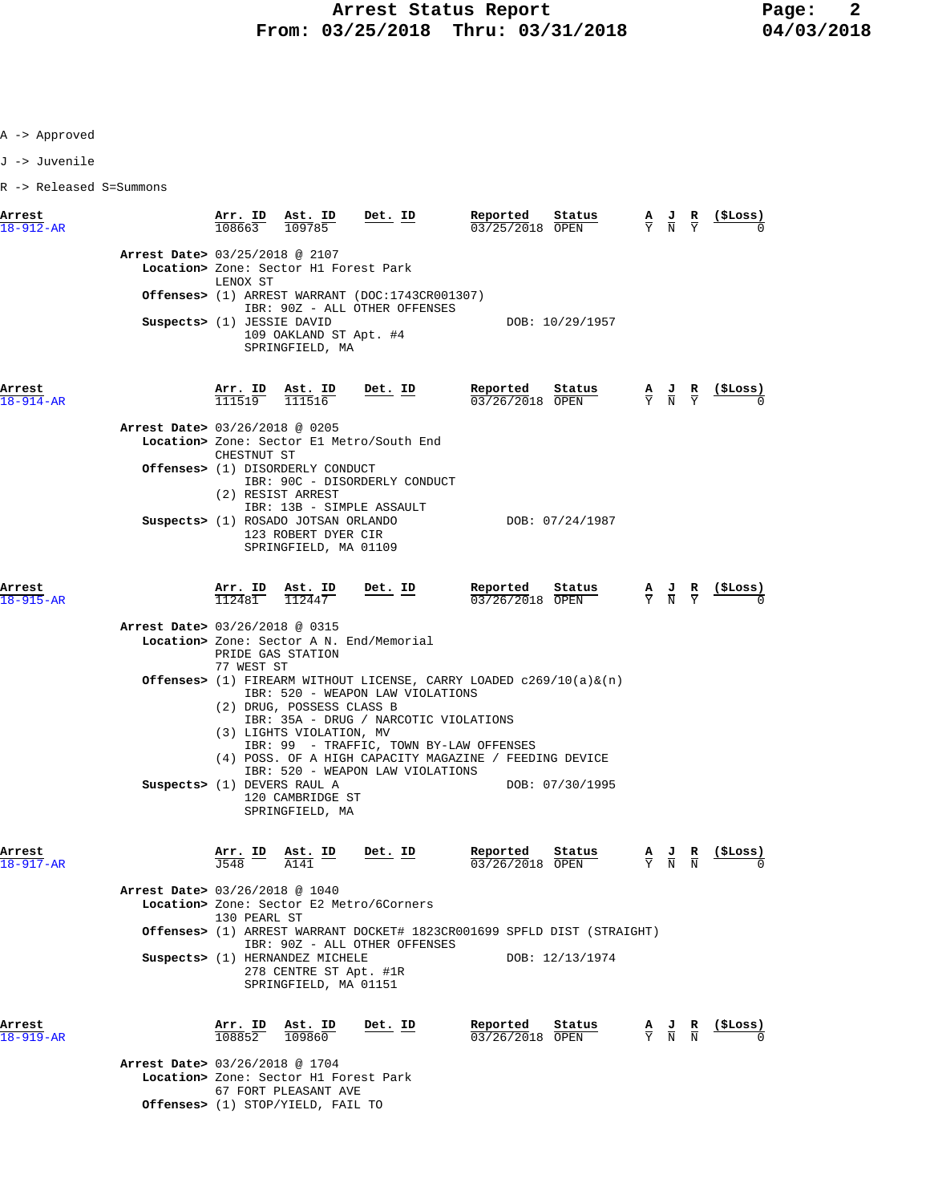A -> Approved

J -> Juvenile

R -> Released S=Summons

| Arrest | Arr. ID | Ast. ID | Det. ID | Reported | Status | A | J | R | ($Loss) |
|---|---|---|---|---|---|---|---|---|---|
| 18-912-AR | 108663 | 109785 | | 03/25/2018 | OPEN | Y | N | Y | 0 |

**Arrest Date>** 03/25/2018 @ 2107
**Location>** Zone: Sector H1 Forest Park
LENOX ST
**Offenses>** (1) ARREST WARRANT (DOC:1743CR001307)
IBR: 90Z - ALL OTHER OFFENSES
**Suspects>** (1) JESSIE DAVID — DOB: 10/29/1957
109 OAKLAND ST Apt. #4
SPRINGFIELD, MA

| Arrest | Arr. ID | Ast. ID | Det. ID | Reported | Status | A | J | R | ($Loss) |
|---|---|---|---|---|---|---|---|---|---|
| 18-914-AR | 111519 | 111516 | | 03/26/2018 | OPEN | Y | N | Y | 0 |

**Arrest Date>** 03/26/2018 @ 0205
**Location>** Zone: Sector E1 Metro/South End
CHESTNUT ST
**Offenses>** (1) DISORDERLY CONDUCT
IBR: 90C - DISORDERLY CONDUCT
(2) RESIST ARREST
IBR: 13B - SIMPLE ASSAULT
**Suspects>** (1) ROSADO JOTSAN ORLANDO — DOB: 07/24/1987
123 ROBERT DYER CIR
SPRINGFIELD, MA 01109

| Arrest | Arr. ID | Ast. ID | Det. ID | Reported | Status | A | J | R | ($Loss) |
|---|---|---|---|---|---|---|---|---|---|
| 18-915-AR | 112481 | 112447 | | 03/26/2018 | OPEN | Y | N | Y | 0 |

**Arrest Date>** 03/26/2018 @ 0315
**Location>** Zone: Sector A N. End/Memorial
PRIDE GAS STATION
77 WEST ST
**Offenses>** (1) FIREARM WITHOUT LICENSE, CARRY LOADED c269/10(a)&(n)
IBR: 520 - WEAPON LAW VIOLATIONS
(2) DRUG, POSSESS CLASS B
IBR: 35A - DRUG / NARCOTIC VIOLATIONS
(3) LIGHTS VIOLATION, MV
IBR: 99 - TRAFFIC, TOWN BY-LAW OFFENSES
(4) POSS. OF A HIGH CAPACITY MAGAZINE / FEEDING DEVICE
IBR: 520 - WEAPON LAW VIOLATIONS
**Suspects>** (1) DEVERS RAUL A — DOB: 07/30/1995
120 CAMBRIDGE ST
SPRINGFIELD, MA

| Arrest | Arr. ID | Ast. ID | Det. ID | Reported | Status | A | J | R | ($Loss) |
|---|---|---|---|---|---|---|---|---|---|
| 18-917-AR | J548 | A141 | | 03/26/2018 | OPEN | Y | N | N | 0 |

**Arrest Date>** 03/26/2018 @ 1040
**Location>** Zone: Sector E2 Metro/6Corners
130 PEARL ST
**Offenses>** (1) ARREST WARRANT DOCKET# 1823CR001699 SPFLD DIST (STRAIGHT)
IBR: 90Z - ALL OTHER OFFENSES
**Suspects>** (1) HERNANDEZ MICHELE — DOB: 12/13/1974
278 CENTRE ST Apt. #1R
SPRINGFIELD, MA 01151

| Arrest | Arr. ID | Ast. ID | Det. ID | Reported | Status | A | J | R | ($Loss) |
|---|---|---|---|---|---|---|---|---|---|
| 18-919-AR | 108852 | 109860 | | 03/26/2018 | OPEN | Y | N | N | 0 |

**Arrest Date>** 03/26/2018 @ 1704
**Location>** Zone: Sector H1 Forest Park
67 FORT PLEASANT AVE
**Offenses>** (1) STOP/YIELD, FAIL TO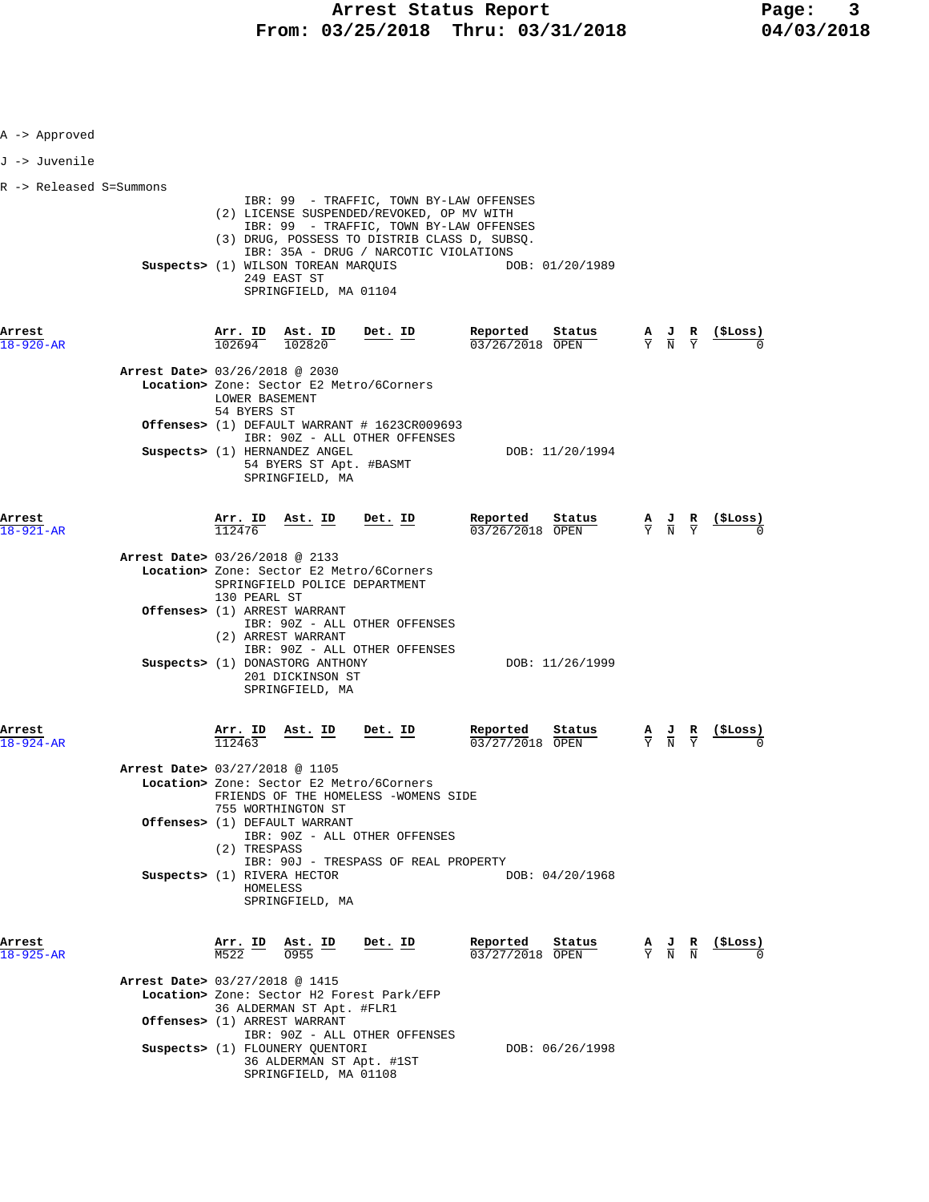A -> Approved

J -> Juvenile

R -> Released S=Summons

IBR: 99 - TRAFFIC, TOWN BY-LAW OFFENSES
(2) LICENSE SUSPENDED/REVOKED, OP MV WITH
IBR: 99 - TRAFFIC, TOWN BY-LAW OFFENSES
(3) DRUG, POSSESS TO DISTRIB CLASS D, SUBSQ.
IBR: 35A - DRUG / NARCOTIC VIOLATIONS

**Suspects>** (1) WILSON TOREAN MARQUIS — DOB: 01/20/1989
249 EAST ST
SPRINGFIELD, MA 01104

| Arrest | Arr. ID | Ast. ID | Det. ID | Reported | Status | A | J | R | ($Loss) |
|---|---|---|---|---|---|---|---|---|---|
| 18-920-AR | 102694 | 102820 | | 03/26/2018 | OPEN | Y | N | Y | 0 |

**Arrest Date>** 03/26/2018 @ 2030
**Location>** Zone: Sector E2 Metro/6Corners
LOWER BASEMENT
54 BYERS ST
**Offenses>** (1) DEFAULT WARRANT # 1623CR009693
IBR: 90Z - ALL OTHER OFFENSES
**Suspects>** (1) HERNANDEZ ANGEL — DOB: 11/20/1994
54 BYERS ST Apt. #BASMT
SPRINGFIELD, MA

| Arrest | Arr. ID | Ast. ID | Det. ID | Reported | Status | A | J | R | ($Loss) |
|---|---|---|---|---|---|---|---|---|---|
| 18-921-AR | 112476 | | | 03/26/2018 | OPEN | Y | N | Y | 0 |

**Arrest Date>** 03/26/2018 @ 2133
**Location>** Zone: Sector E2 Metro/6Corners
SPRINGFIELD POLICE DEPARTMENT
130 PEARL ST
**Offenses>** (1) ARREST WARRANT
IBR: 90Z - ALL OTHER OFFENSES
(2) ARREST WARRANT
IBR: 90Z - ALL OTHER OFFENSES
**Suspects>** (1) DONASTORG ANTHONY — DOB: 11/26/1999
201 DICKINSON ST
SPRINGFIELD, MA

| Arrest | Arr. ID | Ast. ID | Det. ID | Reported | Status | A | J | R | ($Loss) |
|---|---|---|---|---|---|---|---|---|---|
| 18-924-AR | 112463 | | | 03/27/2018 | OPEN | Y | N | Y | 0 |

**Arrest Date>** 03/27/2018 @ 1105
**Location>** Zone: Sector E2 Metro/6Corners
FRIENDS OF THE HOMELESS -WOMENS SIDE
755 WORTHINGTON ST
**Offenses>** (1) DEFAULT WARRANT
IBR: 90Z - ALL OTHER OFFENSES
(2) TRESPASS
IBR: 90J - TRESPASS OF REAL PROPERTY
**Suspects>** (1) RIVERA HECTOR — DOB: 04/20/1968
HOMELESS
SPRINGFIELD, MA

| Arrest | Arr. ID | Ast. ID | Det. ID | Reported | Status | A | J | R | ($Loss) |
|---|---|---|---|---|---|---|---|---|---|
| 18-925-AR | M522 | 0955 | | 03/27/2018 | OPEN | Y | N | N | 0 |

**Arrest Date>** 03/27/2018 @ 1415
**Location>** Zone: Sector H2 Forest Park/EFP
36 ALDERMAN ST Apt. #FLR1
**Offenses>** (1) ARREST WARRANT
IBR: 90Z - ALL OTHER OFFENSES
**Suspects>** (1) FLOUNERY QUENTORI — DOB: 06/26/1998
36 ALDERMAN ST Apt. #1ST
SPRINGFIELD, MA 01108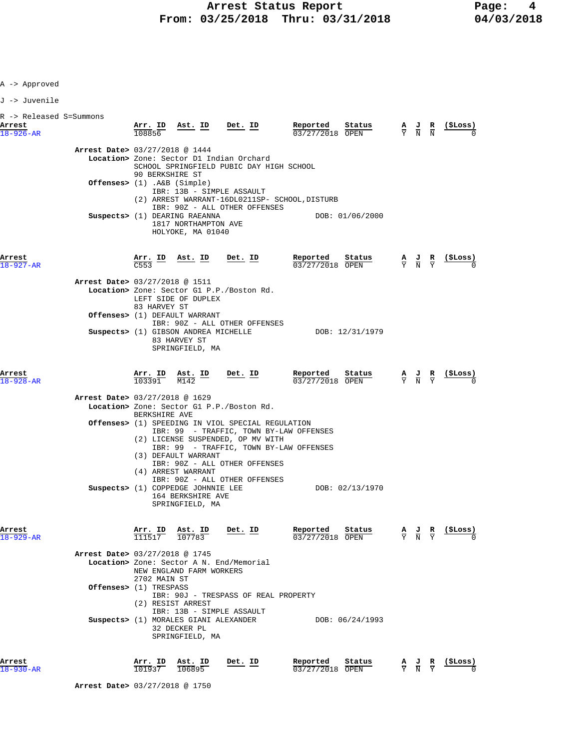A -> Approved

J -> Juvenile

R -> Released S=Summons

| Arrest | Arr. ID | Ast. ID | Det. ID | Reported | Status | A | J | R | ($Loss) |
|---|---|---|---|---|---|---|---|---|---|
| 18-926-AR | 108856 | | | 03/27/2018 | OPEN | Y | N | N | 0 |

**Arrest Date>** 03/27/2018 @ 1444
**Location>** Zone: Sector D1 Indian Orchard
SCHOOL SPRINGFIELD PUBIC DAY HIGH SCHOOL
90 BERKSHIRE ST
**Offenses>** (1) .A&B (Simple)
IBR: 13B - SIMPLE ASSAULT
(2) ARREST WARRANT-16DL0211SP- SCHOOL,DISTURB
IBR: 90Z - ALL OTHER OFFENSES
**Suspects>** (1) DEARING RAEANNA DOB: 01/06/2000
1817 NORTHAMPTON AVE
HOLYOKE, MA 01040

| Arrest | Arr. ID | Ast. ID | Det. ID | Reported | Status | A | J | R | ($Loss) |
|---|---|---|---|---|---|---|---|---|---|
| 18-927-AR | C553 | | | 03/27/2018 | OPEN | Y | N | Y | 0 |

**Arrest Date>** 03/27/2018 @ 1511
**Location>** Zone: Sector G1 P.P./Boston Rd.
LEFT SIDE OF DUPLEX
83 HARVEY ST
**Offenses>** (1) DEFAULT WARRANT
IBR: 90Z - ALL OTHER OFFENSES
**Suspects>** (1) GIBSON ANDREA MICHELLE DOB: 12/31/1979
83 HARVEY ST
SPRINGFIELD, MA

| Arrest | Arr. ID | Ast. ID | Det. ID | Reported | Status | A | J | R | ($Loss) |
|---|---|---|---|---|---|---|---|---|---|
| 18-928-AR | 103391 | M142 | | 03/27/2018 | OPEN | Y | N | Y | 0 |

**Arrest Date>** 03/27/2018 @ 1629
**Location>** Zone: Sector G1 P.P./Boston Rd.
BERKSHIRE AVE
**Offenses>** (1) SPEEDING IN VIOL SPECIAL REGULATION
IBR: 99 - TRAFFIC, TOWN BY-LAW OFFENSES
(2) LICENSE SUSPENDED, OP MV WITH
IBR: 99 - TRAFFIC, TOWN BY-LAW OFFENSES
(3) DEFAULT WARRANT
IBR: 90Z - ALL OTHER OFFENSES
(4) ARREST WARRANT
IBR: 90Z - ALL OTHER OFFENSES
**Suspects>** (1) COPPEDGE JOHNNIE LEE DOB: 02/13/1970
164 BERKSHIRE AVE
SPRINGFIELD, MA

| Arrest | Arr. ID | Ast. ID | Det. ID | Reported | Status | A | J | R | ($Loss) |
|---|---|---|---|---|---|---|---|---|---|
| 18-929-AR | 111517 | 107783 | | 03/27/2018 | OPEN | Y | N | Y | 0 |

**Arrest Date>** 03/27/2018 @ 1745
**Location>** Zone: Sector A N. End/Memorial
NEW ENGLAND FARM WORKERS
2702 MAIN ST
**Offenses>** (1) TRESPASS
IBR: 90J - TRESPASS OF REAL PROPERTY
(2) RESIST ARREST
IBR: 13B - SIMPLE ASSAULT
**Suspects>** (1) MORALES GIANI ALEXANDER DOB: 06/24/1993
32 DECKER PL
SPRINGFIELD, MA

| Arrest | Arr. ID | Ast. ID | Det. ID | Reported | Status | A | J | R | ($Loss) |
|---|---|---|---|---|---|---|---|---|---|
| 18-930-AR | 101937 | 106895 | | 03/27/2018 | OPEN | Y | N | Y | 0 |

**Arrest Date>** 03/27/2018 @ 1750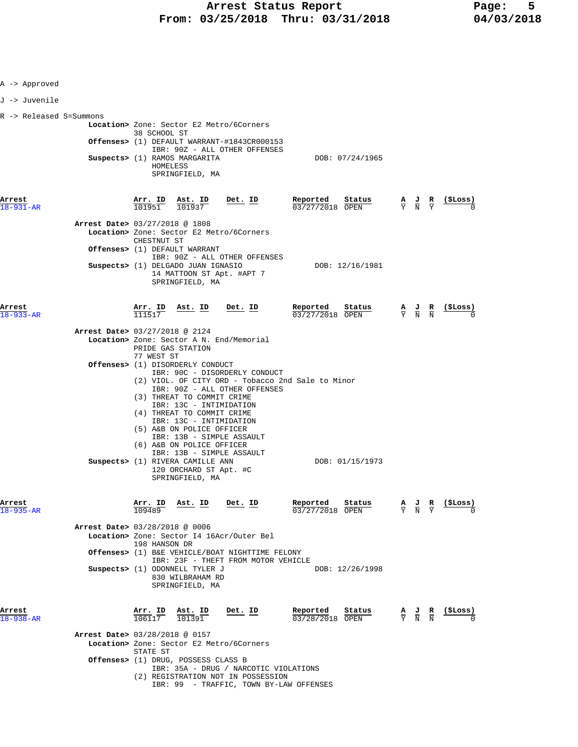A -> Approved

J -> Juvenile

R -> Released S=Summons

**Location>** Zone: Sector E2 Metro/6Corners
38 SCHOOL ST
**Offenses>** (1) DEFAULT WARRANT-#1843CR000153
IBR: 90Z - ALL OTHER OFFENSES
**Suspects>** (1) RAMOS MARGARITA — DOB: 07/24/1965
HOMELESS
SPRINGFIELD, MA

| Arrest | Arr. ID | Ast. ID | Det. ID | Reported | Status | A | J | R | ($Loss) |
|---|---|---|---|---|---|---|---|---|---|
| 18-931-AR | 101951 | 101937 | | 03/27/2018 | OPEN | Y | N | Y | 0 |

**Arrest Date>** 03/27/2018 @ 1808
**Location>** Zone: Sector E2 Metro/6Corners
CHESTNUT ST
**Offenses>** (1) DEFAULT WARRANT
IBR: 90Z - ALL OTHER OFFENSES
**Suspects>** (1) DELGADO JUAN IGNASIO — DOB: 12/16/1981
14 MATTOON ST Apt. #APT 7
SPRINGFIELD, MA

| Arrest | Arr. ID | Ast. ID | Det. ID | Reported | Status | A | J | R | ($Loss) |
|---|---|---|---|---|---|---|---|---|---|
| 18-933-AR | 111517 | | | 03/27/2018 | OPEN | Y | N | N | 0 |

**Arrest Date>** 03/27/2018 @ 2124
**Location>** Zone: Sector A N. End/Memorial
PRIDE GAS STATION
77 WEST ST
**Offenses>** (1) DISORDERLY CONDUCT
IBR: 90C - DISORDERLY CONDUCT
(2) VIOL. OF CITY ORD - Tobacco 2nd Sale to Minor
IBR: 90Z - ALL OTHER OFFENSES
(3) THREAT TO COMMIT CRIME
IBR: 13C - INTIMIDATION
(4) THREAT TO COMMIT CRIME
IBR: 13C - INTIMIDATION
(5) A&B ON POLICE OFFICER
IBR: 13B - SIMPLE ASSAULT
(6) A&B ON POLICE OFFICER
IBR: 13B - SIMPLE ASSAULT
**Suspects>** (1) RIVERA CAMILLE ANN — DOB: 01/15/1973
120 ORCHARD ST Apt. #C
SPRINGFIELD, MA

| Arrest | Arr. ID | Ast. ID | Det. ID | Reported | Status | A | J | R | ($Loss) |
|---|---|---|---|---|---|---|---|---|---|
| 18-935-AR | 109489 | | | 03/27/2018 | OPEN | Y | N | Y | 0 |

**Arrest Date>** 03/28/2018 @ 0006
**Location>** Zone: Sector I4 16Acr/Outer Bel
198 HANSON DR
**Offenses>** (1) B&E VEHICLE/BOAT NIGHTTIME FELONY
IBR: 23F - THEFT FROM MOTOR VEHICLE
**Suspects>** (1) ODONNELL TYLER J — DOB: 12/26/1998
830 WILBRAHAM RD
SPRINGFIELD, MA

| Arrest | Arr. ID | Ast. ID | Det. ID | Reported | Status | A | J | R | ($Loss) |
|---|---|---|---|---|---|---|---|---|---|
| 18-938-AR | 106117 | 101391 | | 03/28/2018 | OPEN | Y | N | N | 0 |

**Arrest Date>** 03/28/2018 @ 0157
**Location>** Zone: Sector E2 Metro/6Corners
STATE ST
**Offenses>** (1) DRUG, POSSESS CLASS B
IBR: 35A - DRUG / NARCOTIC VIOLATIONS
(2) REGISTRATION NOT IN POSSESSION
IBR: 99 - TRAFFIC, TOWN BY-LAW OFFENSES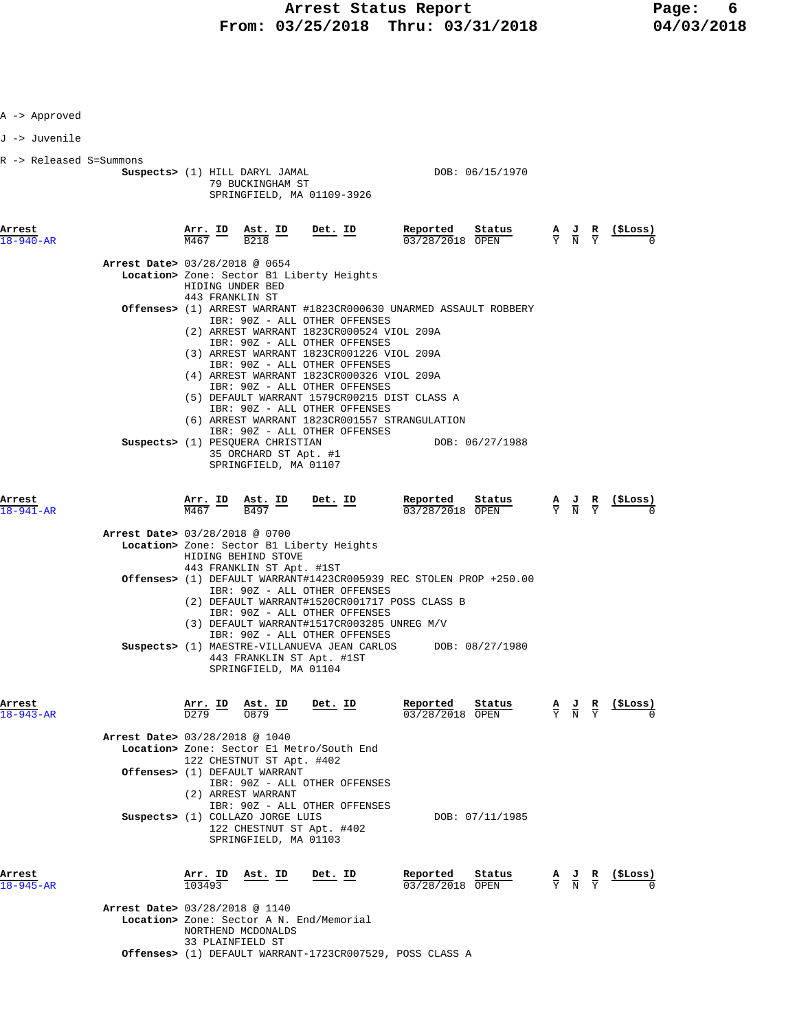# Arrest Status Report
## From: 03/25/2018 Thru: 03/31/2018

A -> Approved

J -> Juvenile

R -> Released S=Summons

**Suspects>** (1) HILL DARYL JAMAL DOB: 06/15/1970
79 BUCKINGHAM ST
SPRINGFIELD, MA 01109-3926

| Arrest | Arr. ID | Ast. ID | Det. ID | Reported | Status | A | J | R | ($Loss) |
|---|---|---|---|---|---|---|---|---|---|
| 18-940-AR | M467 | B218 | | 03/28/2018 | OPEN | Y | N | Y | 0 |

**Arrest Date>** 03/28/2018 @ 0654
**Location>** Zone: Sector B1 Liberty Heights
HIDING UNDER BED
443 FRANKLIN ST
**Offenses>** (1) ARREST WARRANT #1823CR000630 UNARMED ASSAULT ROBBERY
IBR: 90Z - ALL OTHER OFFENSES
(2) ARREST WARRANT 1823CR000524 VIOL 209A
IBR: 90Z - ALL OTHER OFFENSES
(3) ARREST WARRANT 1823CR001226 VIOL 209A
IBR: 90Z - ALL OTHER OFFENSES
(4) ARREST WARRANT 1823CR000326 VIOL 209A
IBR: 90Z - ALL OTHER OFFENSES
(5) DEFAULT WARRANT 1579CR00215 DIST CLASS A
IBR: 90Z - ALL OTHER OFFENSES
(6) ARREST WARRANT 1823CR001557 STRANGULATION
IBR: 90Z - ALL OTHER OFFENSES
**Suspects>** (1) PESQUERA CHRISTIAN DOB: 06/27/1988
35 ORCHARD ST Apt. #1
SPRINGFIELD, MA 01107

| Arrest | Arr. ID | Ast. ID | Det. ID | Reported | Status | A | J | R | ($Loss) |
|---|---|---|---|---|---|---|---|---|---|
| 18-941-AR | M467 | B497 | | 03/28/2018 | OPEN | Y | N | Y | 0 |

**Arrest Date>** 03/28/2018 @ 0700
**Location>** Zone: Sector B1 Liberty Heights
HIDING BEHIND STOVE
443 FRANKLIN ST Apt. #1ST
**Offenses>** (1) DEFAULT WARRANT#1423CR005939 REC STOLEN PROP +250.00
IBR: 90Z - ALL OTHER OFFENSES
(2) DEFAULT WARRANT#1520CR001717 POSS CLASS B
IBR: 90Z - ALL OTHER OFFENSES
(3) DEFAULT WARRANT#1517CR003285 UNREG M/V
IBR: 90Z - ALL OTHER OFFENSES
**Suspects>** (1) MAESTRE-VILLANUEVA JEAN CARLOS DOB: 08/27/1980
443 FRANKLIN ST Apt. #1ST
SPRINGFIELD, MA 01104

| Arrest | Arr. ID | Ast. ID | Det. ID | Reported | Status | A | J | R | ($Loss) |
|---|---|---|---|---|---|---|---|---|---|
| 18-943-AR | D279 | O879 | | 03/28/2018 | OPEN | Y | N | Y | 0 |

**Arrest Date>** 03/28/2018 @ 1040
**Location>** Zone: Sector E1 Metro/South End
122 CHESTNUT ST Apt. #402
**Offenses>** (1) DEFAULT WARRANT
IBR: 90Z - ALL OTHER OFFENSES
(2) ARREST WARRANT
IBR: 90Z - ALL OTHER OFFENSES
**Suspects>** (1) COLLAZO JORGE LUIS DOB: 07/11/1985
122 CHESTNUT ST Apt. #402
SPRINGFIELD, MA 01103

| Arrest | Arr. ID | Ast. ID | Det. ID | Reported | Status | A | J | R | ($Loss) |
|---|---|---|---|---|---|---|---|---|---|
| 18-945-AR | 103493 | | | 03/28/2018 | OPEN | Y | N | Y | 0 |

**Arrest Date>** 03/28/2018 @ 1140
**Location>** Zone: Sector A N. End/Memorial
NORTHEND MCDONALDS
33 PLAINFIELD ST
**Offenses>** (1) DEFAULT WARRANT-1723CR007529, POSS CLASS A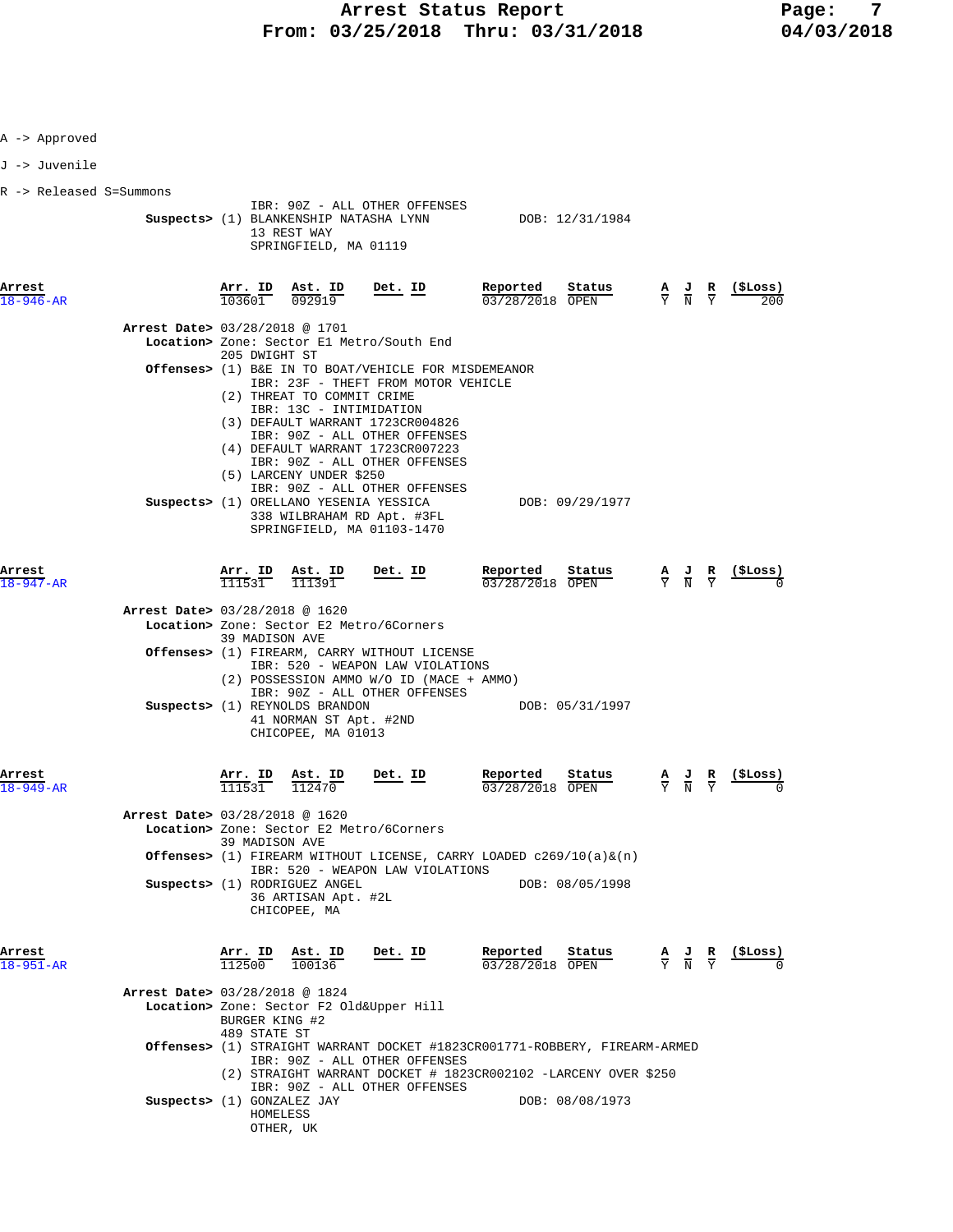A -> Approved

J -> Juvenile

R -> Released S=Summons

IBR: 90Z - ALL OTHER OFFENSES

**Suspects>** (1) BLANKENSHIP NATASHA LYNN DOB: 12/31/1984
13 REST WAY
SPRINGFIELD, MA 01119

| Arrest | Arr. ID | Ast. ID | Det. ID | Reported | Status | A | J | R | ($Loss) |
|---|---|---|---|---|---|---|---|---|---|
| 18-946-AR | 103601 | 092919 | | 03/28/2018 | OPEN | Y | N | Y | 200 |

**Arrest Date>** 03/28/2018 @ 1701
**Location>** Zone: Sector E1 Metro/South End
205 DWIGHT ST
**Offenses>** (1) B&E IN TO BOAT/VEHICLE FOR MISDEMEANOR
IBR: 23F - THEFT FROM MOTOR VEHICLE
(2) THREAT TO COMMIT CRIME
IBR: 13C - INTIMIDATION
(3) DEFAULT WARRANT 1723CR004826
IBR: 90Z - ALL OTHER OFFENSES
(4) DEFAULT WARRANT 1723CR007223
IBR: 90Z - ALL OTHER OFFENSES
(5) LARCENY UNDER $250
IBR: 90Z - ALL OTHER OFFENSES
**Suspects>** (1) ORELLANO YESENIA YESSICA DOB: 09/29/1977
338 WILBRAHAM RD Apt. #3FL
SPRINGFIELD, MA 01103-1470

| Arrest | Arr. ID | Ast. ID | Det. ID | Reported | Status | A | J | R | ($Loss) |
|---|---|---|---|---|---|---|---|---|---|
| 18-947-AR | 111531 | 111391 | | 03/28/2018 | OPEN | Y | N | Y | 0 |

**Arrest Date>** 03/28/2018 @ 1620
**Location>** Zone: Sector E2 Metro/6Corners
39 MADISON AVE
**Offenses>** (1) FIREARM, CARRY WITHOUT LICENSE
IBR: 520 - WEAPON LAW VIOLATIONS
(2) POSSESSION AMMO W/O ID (MACE + AMMO)
IBR: 90Z - ALL OTHER OFFENSES
**Suspects>** (1) REYNOLDS BRANDON DOB: 05/31/1997
41 NORMAN ST Apt. #2ND
CHICOPEE, MA 01013

| Arrest | Arr. ID | Ast. ID | Det. ID | Reported | Status | A | J | R | ($Loss) |
|---|---|---|---|---|---|---|---|---|---|
| 18-949-AR | 111531 | 112470 | | 03/28/2018 | OPEN | Y | N | Y | 0 |

**Arrest Date>** 03/28/2018 @ 1620
**Location>** Zone: Sector E2 Metro/6Corners
39 MADISON AVE
**Offenses>** (1) FIREARM WITHOUT LICENSE, CARRY LOADED c269/10(a)&(n)
IBR: 520 - WEAPON LAW VIOLATIONS
**Suspects>** (1) RODRIGUEZ ANGEL DOB: 08/05/1998
36 ARTISAN Apt. #2L
CHICOPEE, MA

| Arrest | Arr. ID | Ast. ID | Det. ID | Reported | Status | A | J | R | ($Loss) |
|---|---|---|---|---|---|---|---|---|---|
| 18-951-AR | 112500 | 100136 | | 03/28/2018 | OPEN | Y | N | Y | 0 |

**Arrest Date>** 03/28/2018 @ 1824
**Location>** Zone: Sector F2 Old&Upper Hill
BURGER KING #2
489 STATE ST
**Offenses>** (1) STRAIGHT WARRANT DOCKET #1823CR001771-ROBBERY, FIREARM-ARMED
IBR: 90Z - ALL OTHER OFFENSES
(2) STRAIGHT WARRANT DOCKET # 1823CR002102 -LARCENY OVER $250
IBR: 90Z - ALL OTHER OFFENSES
**Suspects>** (1) GONZALEZ JAY DOB: 08/08/1973
HOMELESS
OTHER, UK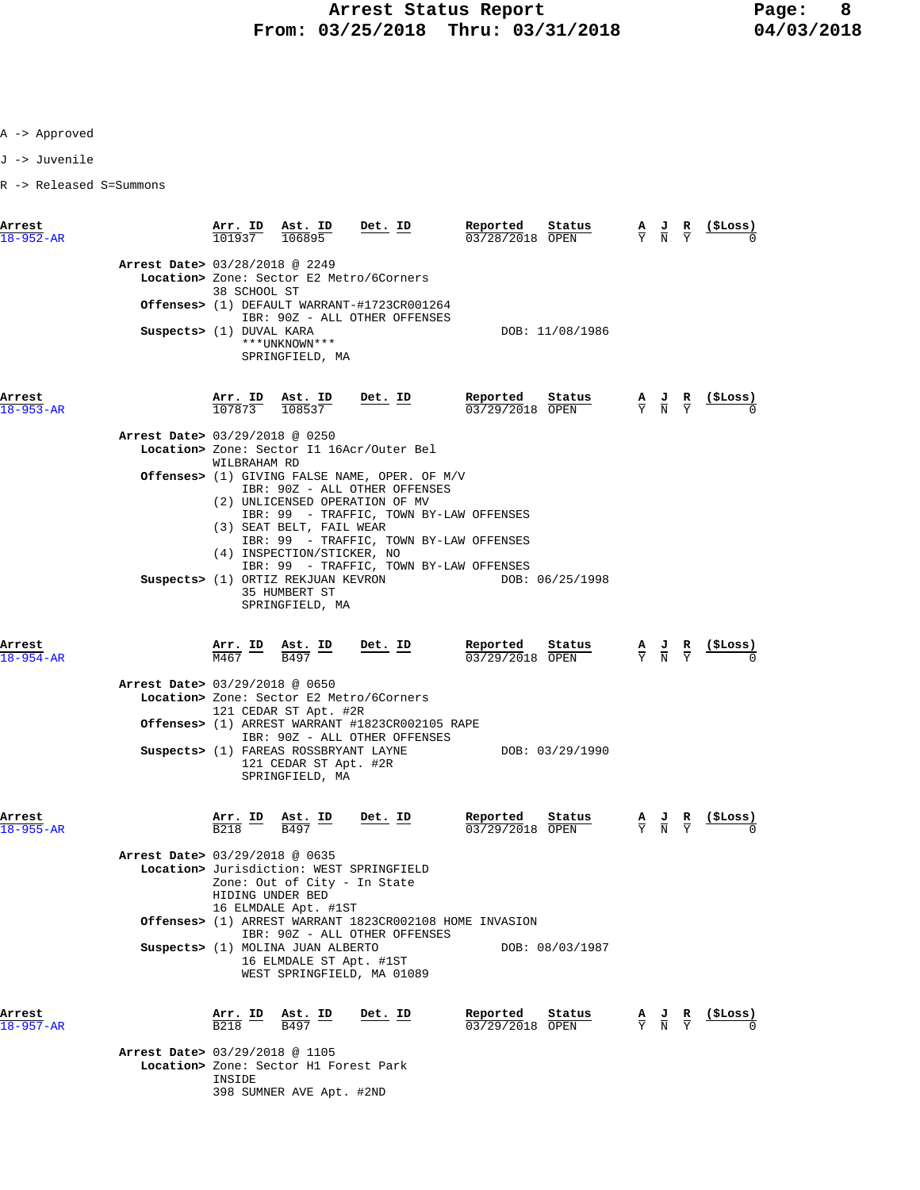# Arrest Status Report
## From: 03/25/2018 Thru: 03/31/2018

04/03/2018

A -> Approved

J -> Juvenile

R -> Released S=Summons

| Arrest | Arr. ID | Ast. ID | Det. ID | Reported | Status | A | J | R | ($Loss) |
|---|---|---|---|---|---|---|---|---|---|
| 18-952-AR | 101937 | 106895 | | 03/28/2018 | OPEN | Y | N | Y | 0 |

**Arrest Date>** 03/28/2018 @ 2249
**Location>** Zone: Sector E2 Metro/6Corners
38 SCHOOL ST
**Offenses>** (1) DEFAULT WARRANT-#1723CR001264
IBR: 90Z - ALL OTHER OFFENSES
**Suspects>** (1) DUVAL KARA — DOB: 11/08/1986
\*\*\*UNKNOWN\*\*\*
SPRINGFIELD, MA

| Arrest | Arr. ID | Ast. ID | Det. ID | Reported | Status | A | J | R | ($Loss) |
|---|---|---|---|---|---|---|---|---|---|
| 18-953-AR | 107873 | 108537 | | 03/29/2018 | OPEN | Y | N | Y | 0 |

**Arrest Date>** 03/29/2018 @ 0250
**Location>** Zone: Sector I1 16Acr/Outer Bel
WILBRAHAM RD
**Offenses>** (1) GIVING FALSE NAME, OPER. OF M/V
IBR: 90Z - ALL OTHER OFFENSES
(2) UNLICENSED OPERATION OF MV
IBR: 99 - TRAFFIC, TOWN BY-LAW OFFENSES
(3) SEAT BELT, FAIL WEAR
IBR: 99 - TRAFFIC, TOWN BY-LAW OFFENSES
(4) INSPECTION/STICKER, NO
IBR: 99 - TRAFFIC, TOWN BY-LAW OFFENSES
**Suspects>** (1) ORTIZ REKJUAN KEVRON — DOB: 06/25/1998
35 HUMBERT ST
SPRINGFIELD, MA

| Arrest | Arr. ID | Ast. ID | Det. ID | Reported | Status | A | J | R | ($Loss) |
|---|---|---|---|---|---|---|---|---|---|
| 18-954-AR | M467 | B497 | | 03/29/2018 | OPEN | Y | N | Y | 0 |

**Arrest Date>** 03/29/2018 @ 0650
**Location>** Zone: Sector E2 Metro/6Corners
121 CEDAR ST Apt. #2R
**Offenses>** (1) ARREST WARRANT #1823CR002105 RAPE
IBR: 90Z - ALL OTHER OFFENSES
**Suspects>** (1) FAREAS ROSSBRYANT LAYNE — DOB: 03/29/1990
121 CEDAR ST Apt. #2R
SPRINGFIELD, MA

| Arrest | Arr. ID | Ast. ID | Det. ID | Reported | Status | A | J | R | ($Loss) |
|---|---|---|---|---|---|---|---|---|---|
| 18-955-AR | B218 | B497 | | 03/29/2018 | OPEN | Y | N | Y | 0 |

**Arrest Date>** 03/29/2018 @ 0635
**Location>** Jurisdiction: WEST SPRINGFIELD
Zone: Out of City - In State
HIDING UNDER BED
16 ELMDALE Apt. #1ST
**Offenses>** (1) ARREST WARRANT 1823CR002108 HOME INVASION
IBR: 90Z - ALL OTHER OFFENSES
**Suspects>** (1) MOLINA JUAN ALBERTO — DOB: 08/03/1987
16 ELMDALE ST Apt. #1ST
WEST SPRINGFIELD, MA 01089

| Arrest | Arr. ID | Ast. ID | Det. ID | Reported | Status | A | J | R | ($Loss) |
|---|---|---|---|---|---|---|---|---|---|
| 18-957-AR | B218 | B497 | | 03/29/2018 | OPEN | Y | N | Y | 0 |

**Arrest Date>** 03/29/2018 @ 1105
**Location>** Zone: Sector H1 Forest Park
INSIDE
398 SUMNER AVE Apt. #2ND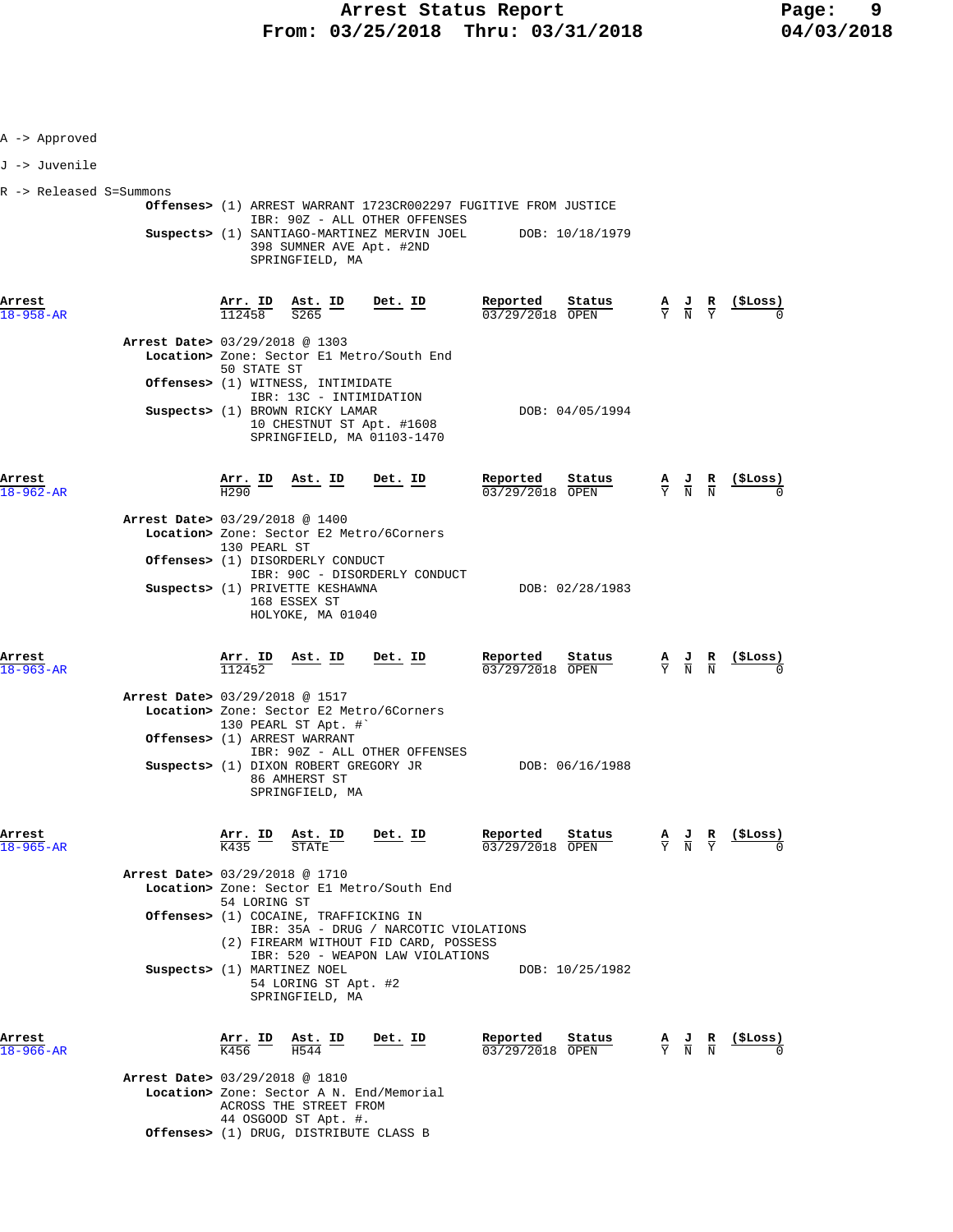A -> Approved

J -> Juvenile

R -> Released S=Summons

**Offenses>** (1) ARREST WARRANT 1723CR002297 FUGITIVE FROM JUSTICE
IBR: 90Z - ALL OTHER OFFENSES

**Suspects>** (1) SANTIAGO-MARTINEZ MERVIN JOEL DOB: 10/18/1979
398 SUMNER AVE Apt. #2ND
SPRINGFIELD, MA

| Arrest | Arr. ID | Ast. ID | Det. ID | Reported | Status | A | J | R | ($Loss) |
|---|---|---|---|---|---|---|---|---|---|
| 18-958-AR | 112458 | S265 | | 03/29/2018 | OPEN | Y | N | Y | 0 |

**Arrest Date>** 03/29/2018 @ 1303
**Location>** Zone: Sector E1 Metro/South End
50 STATE ST
**Offenses>** (1) WITNESS, INTIMIDATE
IBR: 13C - INTIMIDATION
**Suspects>** (1) BROWN RICKY LAMAR DOB: 04/05/1994
10 CHESTNUT ST Apt. #1608
SPRINGFIELD, MA 01103-1470

| Arrest | Arr. ID | Ast. ID | Det. ID | Reported | Status | A | J | R | ($Loss) |
|---|---|---|---|---|---|---|---|---|---|
| 18-962-AR | H290 | | | 03/29/2018 | OPEN | Y | N | N | 0 |

**Arrest Date>** 03/29/2018 @ 1400
**Location>** Zone: Sector E2 Metro/6Corners
130 PEARL ST
**Offenses>** (1) DISORDERLY CONDUCT
IBR: 90C - DISORDERLY CONDUCT
**Suspects>** (1) PRIVETTE KESHAWNA DOB: 02/28/1983
168 ESSEX ST
HOLYOKE, MA 01040

| Arrest | Arr. ID | Ast. ID | Det. ID | Reported | Status | A | J | R | ($Loss) |
|---|---|---|---|---|---|---|---|---|---|
| 18-963-AR | 112452 | | | 03/29/2018 | OPEN | Y | N | N | 0 |

**Arrest Date>** 03/29/2018 @ 1517
**Location>** Zone: Sector E2 Metro/6Corners
130 PEARL ST Apt. #`
**Offenses>** (1) ARREST WARRANT
IBR: 90Z - ALL OTHER OFFENSES
**Suspects>** (1) DIXON ROBERT GREGORY JR DOB: 06/16/1988
86 AMHERST ST
SPRINGFIELD, MA

| Arrest | Arr. ID | Ast. ID | Det. ID | Reported | Status | A | J | R | ($Loss) |
|---|---|---|---|---|---|---|---|---|---|
| 18-965-AR | K435 | STATE | | 03/29/2018 | OPEN | Y | N | Y | 0 |

**Arrest Date>** 03/29/2018 @ 1710
**Location>** Zone: Sector E1 Metro/South End
54 LORING ST
**Offenses>** (1) COCAINE, TRAFFICKING IN
IBR: 35A - DRUG / NARCOTIC VIOLATIONS
(2) FIREARM WITHOUT FID CARD, POSSESS
IBR: 520 - WEAPON LAW VIOLATIONS
**Suspects>** (1) MARTINEZ NOEL DOB: 10/25/1982
54 LORING ST Apt. #2
SPRINGFIELD, MA

| Arrest | Arr. ID | Ast. ID | Det. ID | Reported | Status | A | J | R | ($Loss) |
|---|---|---|---|---|---|---|---|---|---|
| 18-966-AR | K456 | H544 | | 03/29/2018 | OPEN | Y | N | N | 0 |

**Arrest Date>** 03/29/2018 @ 1810
**Location>** Zone: Sector A N. End/Memorial
ACROSS THE STREET FROM
44 OSGOOD ST Apt. #.
**Offenses>** (1) DRUG, DISTRIBUTE CLASS B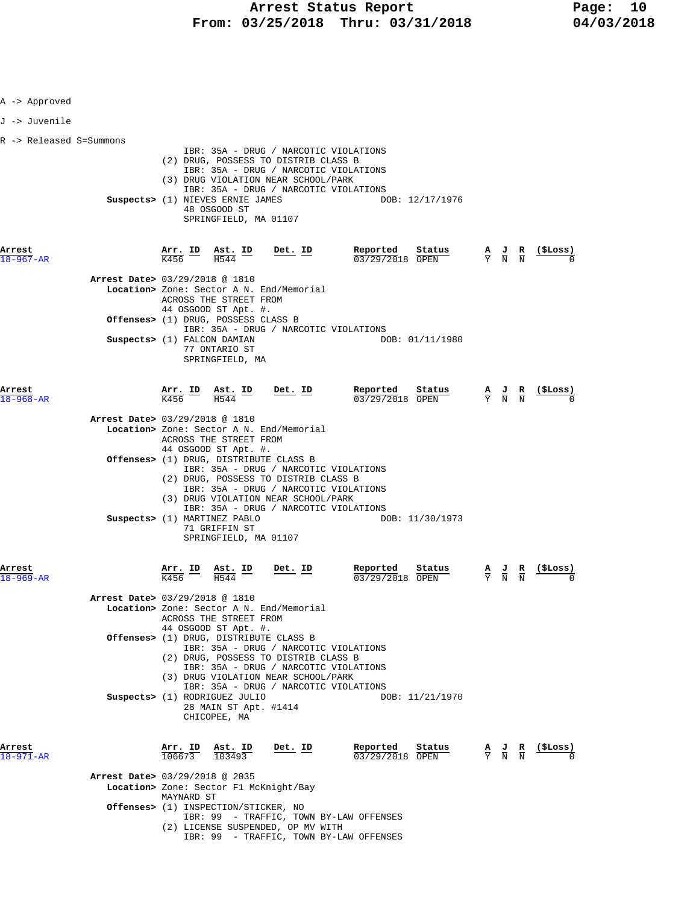A -> Approved

J -> Juvenile

R -> Released S=Summons

IBR: 35A - DRUG / NARCOTIC VIOLATIONS
(2) DRUG, POSSESS TO DISTRIB CLASS B
IBR: 35A - DRUG / NARCOTIC VIOLATIONS
(3) DRUG VIOLATION NEAR SCHOOL/PARK
IBR: 35A - DRUG / NARCOTIC VIOLATIONS

**Suspects>** (1) NIEVES ERNIE JAMES DOB: 12/17/1976
48 OSGOOD ST
SPRINGFIELD, MA 01107

| Arrest | Arr. ID | Ast. ID | Det. ID | Reported | Status | A | J | R | ($Loss) |
|---|---|---|---|---|---|---|---|---|---|
| 18-967-AR | K456 | H544 | | 03/29/2018 | OPEN | Y | N | N | 0 |

**Arrest Date>** 03/29/2018 @ 1810
**Location>** Zone: Sector A N. End/Memorial
ACROSS THE STREET FROM
44 OSGOOD ST Apt. #.
**Offenses>** (1) DRUG, POSSESS CLASS B
IBR: 35A - DRUG / NARCOTIC VIOLATIONS
**Suspects>** (1) FALCON DAMIAN DOB: 01/11/1980
77 ONTARIO ST
SPRINGFIELD, MA

| Arrest | Arr. ID | Ast. ID | Det. ID | Reported | Status | A | J | R | ($Loss) |
|---|---|---|---|---|---|---|---|---|---|
| 18-968-AR | K456 | H544 | | 03/29/2018 | OPEN | Y | N | N | 0 |

**Arrest Date>** 03/29/2018 @ 1810
**Location>** Zone: Sector A N. End/Memorial
ACROSS THE STREET FROM
44 OSGOOD ST Apt. #.
**Offenses>** (1) DRUG, DISTRIBUTE CLASS B
IBR: 35A - DRUG / NARCOTIC VIOLATIONS
(2) DRUG, POSSESS TO DISTRIB CLASS B
IBR: 35A - DRUG / NARCOTIC VIOLATIONS
(3) DRUG VIOLATION NEAR SCHOOL/PARK
IBR: 35A - DRUG / NARCOTIC VIOLATIONS
**Suspects>** (1) MARTINEZ PABLO DOB: 11/30/1973
71 GRIFFIN ST
SPRINGFIELD, MA 01107

| Arrest | Arr. ID | Ast. ID | Det. ID | Reported | Status | A | J | R | ($Loss) |
|---|---|---|---|---|---|---|---|---|---|
| 18-969-AR | K456 | H544 | | 03/29/2018 | OPEN | Y | N | N | 0 |

**Arrest Date>** 03/29/2018 @ 1810
**Location>** Zone: Sector A N. End/Memorial
ACROSS THE STREET FROM
44 OSGOOD ST Apt. #.
**Offenses>** (1) DRUG, DISTRIBUTE CLASS B
IBR: 35A - DRUG / NARCOTIC VIOLATIONS
(2) DRUG, POSSESS TO DISTRIB CLASS B
IBR: 35A - DRUG / NARCOTIC VIOLATIONS
(3) DRUG VIOLATION NEAR SCHOOL/PARK
IBR: 35A - DRUG / NARCOTIC VIOLATIONS
**Suspects>** (1) RODRIGUEZ JULIO DOB: 11/21/1970
28 MAIN ST Apt. #1414
CHICOPEE, MA

| Arrest | Arr. ID | Ast. ID | Det. ID | Reported | Status | A | J | R | ($Loss) |
|---|---|---|---|---|---|---|---|---|---|
| 18-971-AR | 106673 | 103493 | | 03/29/2018 | OPEN | Y | N | N | 0 |

**Arrest Date>** 03/29/2018 @ 2035
**Location>** Zone: Sector F1 McKnight/Bay
MAYNARD ST
**Offenses>** (1) INSPECTION/STICKER, NO
IBR: 99 - TRAFFIC, TOWN BY-LAW OFFENSES
(2) LICENSE SUSPENDED, OP MV WITH
IBR: 99 - TRAFFIC, TOWN BY-LAW OFFENSES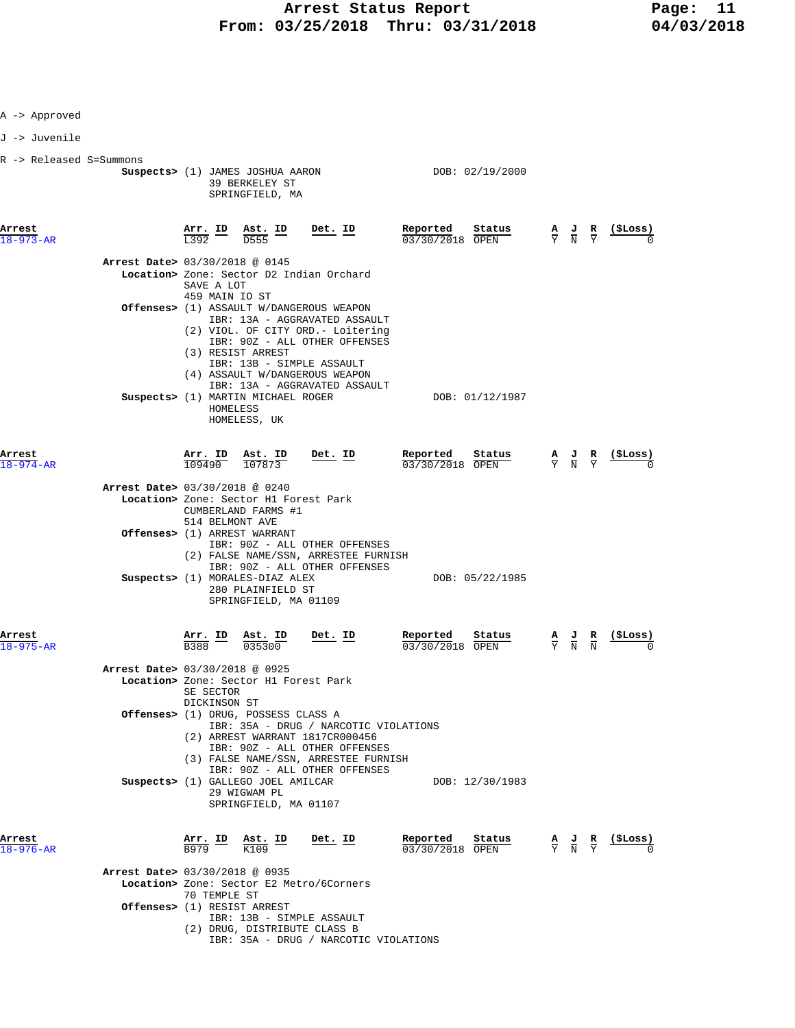A -> Approved

J -> Juvenile

R -> Released S=Summons

**Suspects>** (1) JAMES JOSHUA AARON DOB: 02/19/2000
39 BERKELEY ST
SPRINGFIELD, MA

| Arrest | Arr. ID | Ast. ID | Det. ID | Reported | Status | A | J | R | ($Loss) |
|---|---|---|---|---|---|---|---|---|---|
| 18-973-AR | L392 | D555 | | 03/30/2018 | OPEN | Y | N | Y | 0 |

**Arrest Date>** 03/30/2018 @ 0145
**Location>** Zone: Sector D2 Indian Orchard
SAVE A LOT
459 MAIN IO ST
**Offenses>** (1) ASSAULT W/DANGEROUS WEAPON
IBR: 13A - AGGRAVATED ASSAULT
(2) VIOL. OF CITY ORD.- Loitering
IBR: 90Z - ALL OTHER OFFENSES
(3) RESIST ARREST
IBR: 13B - SIMPLE ASSAULT
(4) ASSAULT W/DANGEROUS WEAPON
IBR: 13A - AGGRAVATED ASSAULT
**Suspects>** (1) MARTIN MICHAEL ROGER DOB: 01/12/1987
HOMELESS
HOMELESS, UK

| Arrest | Arr. ID | Ast. ID | Det. ID | Reported | Status | A | J | R | ($Loss) |
|---|---|---|---|---|---|---|---|---|---|
| 18-974-AR | 109490 | 107873 | | 03/30/2018 | OPEN | Y | N | Y | 0 |

**Arrest Date>** 03/30/2018 @ 0240
**Location>** Zone: Sector H1 Forest Park
CUMBERLAND FARMS #1
514 BELMONT AVE
**Offenses>** (1) ARREST WARRANT
IBR: 90Z - ALL OTHER OFFENSES
(2) FALSE NAME/SSN, ARRESTEE FURNISH
IBR: 90Z - ALL OTHER OFFENSES
**Suspects>** (1) MORALES-DIAZ ALEX DOB: 05/22/1985
280 PLAINFIELD ST
SPRINGFIELD, MA 01109

| Arrest | Arr. ID | Ast. ID | Det. ID | Reported | Status | A | J | R | ($Loss) |
|---|---|---|---|---|---|---|---|---|---|
| 18-975-AR | B388 | 035300 | | 03/30/2018 | OPEN | Y | N | N | 0 |

**Arrest Date>** 03/30/2018 @ 0925
**Location>** Zone: Sector H1 Forest Park
SE SECTOR
DICKINSON ST
**Offenses>** (1) DRUG, POSSESS CLASS A
IBR: 35A - DRUG / NARCOTIC VIOLATIONS
(2) ARREST WARRANT 1817CR000456
IBR: 90Z - ALL OTHER OFFENSES
(3) FALSE NAME/SSN, ARRESTEE FURNISH
IBR: 90Z - ALL OTHER OFFENSES
**Suspects>** (1) GALLEGO JOEL AMILCAR DOB: 12/30/1983
29 WIGWAM PL
SPRINGFIELD, MA 01107

| Arrest | Arr. ID | Ast. ID | Det. ID | Reported | Status | A | J | R | ($Loss) |
|---|---|---|---|---|---|---|---|---|---|
| 18-976-AR | B979 | K109 | | 03/30/2018 | OPEN | Y | N | Y | 0 |

**Arrest Date>** 03/30/2018 @ 0935
**Location>** Zone: Sector E2 Metro/6Corners
70 TEMPLE ST
**Offenses>** (1) RESIST ARREST
IBR: 13B - SIMPLE ASSAULT
(2) DRUG, DISTRIBUTE CLASS B
IBR: 35A - DRUG / NARCOTIC VIOLATIONS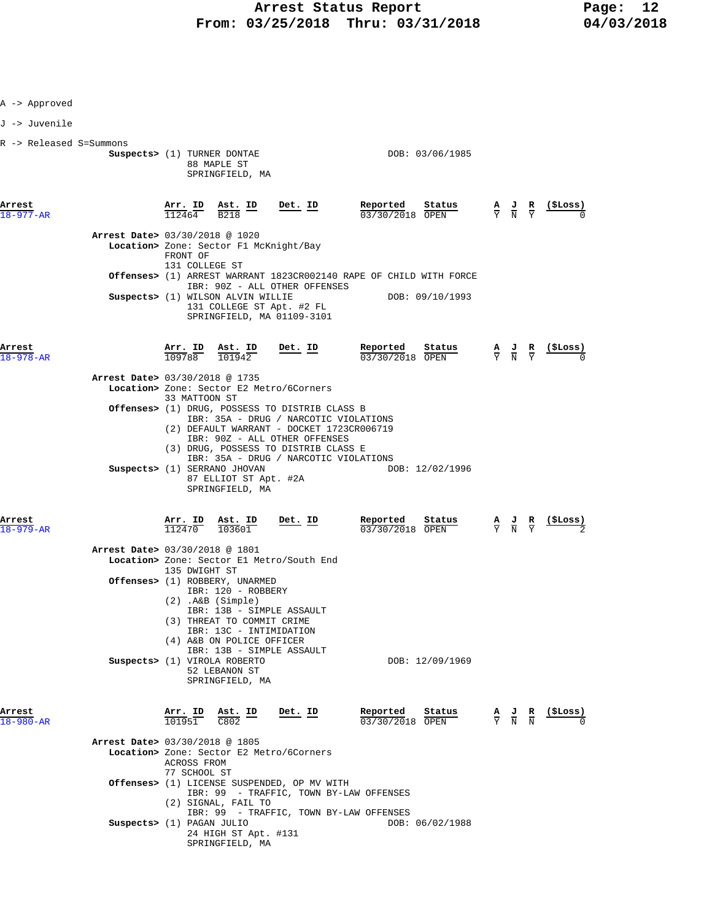A -> Approved

J -> Juvenile

R -> Released S=Summons

**Suspects>** (1) TURNER DONTAE DOB: 03/06/1985
88 MAPLE ST
SPRINGFIELD, MA

| Arrest | Arr. ID | Ast. ID | Det. ID | Reported | Status | A | J | R | ($Loss) |
|---|---|---|---|---|---|---|---|---|---|
| 18-977-AR | 112464 | B218 | | 03/30/2018 | OPEN | Y | N | Y | 0 |

**Arrest Date>** 03/30/2018 @ 1020
**Location>** Zone: Sector F1 McKnight/Bay
FRONT OF
131 COLLEGE ST
**Offenses>** (1) ARREST WARRANT 1823CR002140 RAPE OF CHILD WITH FORCE
IBR: 90Z - ALL OTHER OFFENSES
**Suspects>** (1) WILSON ALVIN WILLIE DOB: 09/10/1993
131 COLLEGE ST Apt. #2 FL
SPRINGFIELD, MA 01109-3101

| Arrest | Arr. ID | Ast. ID | Det. ID | Reported | Status | A | J | R | ($Loss) |
|---|---|---|---|---|---|---|---|---|---|
| 18-978-AR | 109788 | 101942 | | 03/30/2018 | OPEN | Y | N | Y | 0 |

**Arrest Date>** 03/30/2018 @ 1735
**Location>** Zone: Sector E2 Metro/6Corners
33 MATTOON ST
**Offenses>** (1) DRUG, POSSESS TO DISTRIB CLASS B
IBR: 35A - DRUG / NARCOTIC VIOLATIONS
(2) DEFAULT WARRANT - DOCKET 1723CR006719
IBR: 90Z - ALL OTHER OFFENSES
(3) DRUG, POSSESS TO DISTRIB CLASS E
IBR: 35A - DRUG / NARCOTIC VIOLATIONS
**Suspects>** (1) SERRANO JHOVAN DOB: 12/02/1996
87 ELLIOT ST Apt. #2A
SPRINGFIELD, MA

| Arrest | Arr. ID | Ast. ID | Det. ID | Reported | Status | A | J | R | ($Loss) |
|---|---|---|---|---|---|---|---|---|---|
| 18-979-AR | 112470 | 103601 | | 03/30/2018 | OPEN | Y | N | Y | 2 |

**Arrest Date>** 03/30/2018 @ 1801
**Location>** Zone: Sector E1 Metro/South End
135 DWIGHT ST
**Offenses>** (1) ROBBERY, UNARMED
IBR: 120 - ROBBERY
(2) .A&B (Simple)
IBR: 13B - SIMPLE ASSAULT
(3) THREAT TO COMMIT CRIME
IBR: 13C - INTIMIDATION
(4) A&B ON POLICE OFFICER
IBR: 13B - SIMPLE ASSAULT
**Suspects>** (1) VIROLA ROBERTO DOB: 12/09/1969
52 LEBANON ST
SPRINGFIELD, MA

| Arrest | Arr. ID | Ast. ID | Det. ID | Reported | Status | A | J | R | ($Loss) |
|---|---|---|---|---|---|---|---|---|---|
| 18-980-AR | 101951 | C802 | | 03/30/2018 | OPEN | Y | N | N | 0 |

**Arrest Date>** 03/30/2018 @ 1805
**Location>** Zone: Sector E2 Metro/6Corners
ACROSS FROM
77 SCHOOL ST
**Offenses>** (1) LICENSE SUSPENDED, OP MV WITH
IBR: 99 - TRAFFIC, TOWN BY-LAW OFFENSES
(2) SIGNAL, FAIL TO
IBR: 99 - TRAFFIC, TOWN BY-LAW OFFENSES
**Suspects>** (1) PAGAN JULIO DOB: 06/02/1988
24 HIGH ST Apt. #131
SPRINGFIELD, MA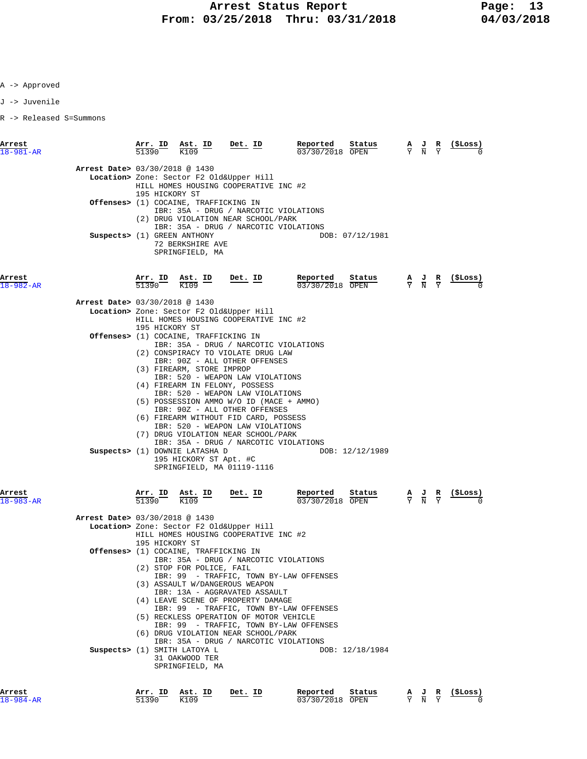# Arrest Status Report
## From: 03/25/2018 Thru: 03/31/2018

A -> Approved

J -> Juvenile

R -> Released S=Summons

| Arrest | Arr. ID | Ast. ID | Det. ID | Reported | Status | A | J | R | ($Loss) |
|---|---|---|---|---|---|---|---|---|---|
| 18-981-AR | 51390 | K109 | | 03/30/2018 | OPEN | Y | N | Y | 0 |

**Arrest Date>** 03/30/2018 @ 1430

**Location>** Zone: Sector F2 Old&Upper Hill
HILL HOMES HOUSING COOPERATIVE INC #2
195 HICKORY ST

**Offenses>**
(1) COCAINE, TRAFFICKING IN
IBR: 35A - DRUG / NARCOTIC VIOLATIONS
(2) DRUG VIOLATION NEAR SCHOOL/PARK
IBR: 35A - DRUG / NARCOTIC VIOLATIONS

**Suspects>** (1) GREEN ANTHONY — DOB: 07/12/1981
72 BERKSHIRE AVE
SPRINGFIELD, MA

| Arrest | Arr. ID | Ast. ID | Det. ID | Reported | Status | A | J | R | ($Loss) |
|---|---|---|---|---|---|---|---|---|---|
| 18-982-AR | 51390 | K109 | | 03/30/2018 | OPEN | Y | N | Y | 0 |

**Arrest Date>** 03/30/2018 @ 1430

**Location>** Zone: Sector F2 Old&Upper Hill
HILL HOMES HOUSING COOPERATIVE INC #2
195 HICKORY ST

**Offenses>**
(1) COCAINE, TRAFFICKING IN
IBR: 35A - DRUG / NARCOTIC VIOLATIONS
(2) CONSPIRACY TO VIOLATE DRUG LAW
IBR: 90Z - ALL OTHER OFFENSES
(3) FIREARM, STORE IMPROP
IBR: 520 - WEAPON LAW VIOLATIONS
(4) FIREARM IN FELONY, POSSESS
IBR: 520 - WEAPON LAW VIOLATIONS
(5) POSSESSION AMMO W/O ID (MACE + AMMO)
IBR: 90Z - ALL OTHER OFFENSES
(6) FIREARM WITHOUT FID CARD, POSSESS
IBR: 520 - WEAPON LAW VIOLATIONS
(7) DRUG VIOLATION NEAR SCHOOL/PARK
IBR: 35A - DRUG / NARCOTIC VIOLATIONS

**Suspects>** (1) DOWNIE LATASHA D — DOB: 12/12/1989
195 HICKORY ST Apt. #C
SPRINGFIELD, MA 01119-1116

| Arrest | Arr. ID | Ast. ID | Det. ID | Reported | Status | A | J | R | ($Loss) |
|---|---|---|---|---|---|---|---|---|---|
| 18-983-AR | 51390 | K109 | | 03/30/2018 | OPEN | Y | N | Y | 0 |

**Arrest Date>** 03/30/2018 @ 1430

**Location>** Zone: Sector F2 Old&Upper Hill
HILL HOMES HOUSING COOPERATIVE INC #2
195 HICKORY ST

**Offenses>**
(1) COCAINE, TRAFFICKING IN
IBR: 35A - DRUG / NARCOTIC VIOLATIONS
(2) STOP FOR POLICE, FAIL
IBR: 99 - TRAFFIC, TOWN BY-LAW OFFENSES
(3) ASSAULT W/DANGEROUS WEAPON
IBR: 13A - AGGRAVATED ASSAULT
(4) LEAVE SCENE OF PROPERTY DAMAGE
IBR: 99 - TRAFFIC, TOWN BY-LAW OFFENSES
(5) RECKLESS OPERATION OF MOTOR VEHICLE
IBR: 99 - TRAFFIC, TOWN BY-LAW OFFENSES
(6) DRUG VIOLATION NEAR SCHOOL/PARK
IBR: 35A - DRUG / NARCOTIC VIOLATIONS

**Suspects>** (1) SMITH LATOYA L — DOB: 12/18/1984
31 OAKWOOD TER
SPRINGFIELD, MA

| Arrest | Arr. ID | Ast. ID | Det. ID | Reported | Status | A | J | R | ($Loss) |
|---|---|---|---|---|---|---|---|---|---|
| 18-984-AR | 51390 | K109 | | 03/30/2018 | OPEN | Y | N | Y | 0 |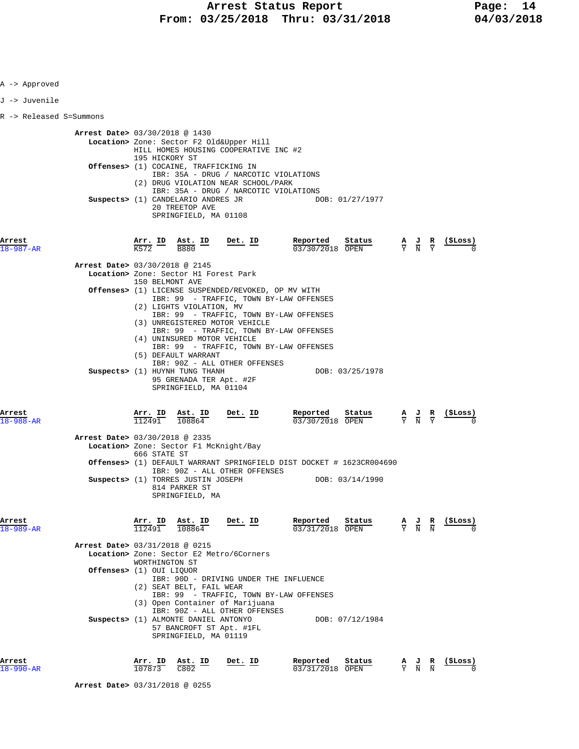A -> Approved

J -> Juvenile

R -> Released S=Summons

**Arrest Date>** 03/30/2018 @ 1430
**Location>** Zone: Sector F2 Old&Upper Hill
HILL HOMES HOUSING COOPERATIVE INC #2
195 HICKORY ST
**Offenses>** (1) COCAINE, TRAFFICKING IN
IBR: 35A - DRUG / NARCOTIC VIOLATIONS
(2) DRUG VIOLATION NEAR SCHOOL/PARK
IBR: 35A - DRUG / NARCOTIC VIOLATIONS
**Suspects>** (1) CANDELARIO ANDRES JR DOB: 01/27/1977
20 TREETOP AVE
SPRINGFIELD, MA 01108

| Arrest | Arr. ID | Ast. ID | Det. ID | Reported | Status | A | J | R | ($Loss) |
|---|---|---|---|---|---|---|---|---|---|
| 18-987-AR | K572 | B880 | | 03/30/2018 | OPEN | Y | N | Y | 0 |

**Arrest Date>** 03/30/2018 @ 2145
**Location>** Zone: Sector H1 Forest Park
150 BELMONT AVE
**Offenses>** (1) LICENSE SUSPENDED/REVOKED, OP MV WITH
IBR: 99 - TRAFFIC, TOWN BY-LAW OFFENSES
(2) LIGHTS VIOLATION, MV
IBR: 99 - TRAFFIC, TOWN BY-LAW OFFENSES
(3) UNREGISTERED MOTOR VEHICLE
IBR: 99 - TRAFFIC, TOWN BY-LAW OFFENSES
(4) UNINSURED MOTOR VEHICLE
IBR: 99 - TRAFFIC, TOWN BY-LAW OFFENSES
(5) DEFAULT WARRANT
IBR: 90Z - ALL OTHER OFFENSES
**Suspects>** (1) HUYNH TUNG THANH DOB: 03/25/1978
95 GRENADA TER Apt. #2F
SPRINGFIELD, MA 01104

| Arrest | Arr. ID | Ast. ID | Det. ID | Reported | Status | A | J | R | ($Loss) |
|---|---|---|---|---|---|---|---|---|---|
| 18-988-AR | 112491 | 108864 | | 03/30/2018 | OPEN | Y | N | Y | 0 |

**Arrest Date>** 03/30/2018 @ 2335
**Location>** Zone: Sector F1 McKnight/Bay
666 STATE ST
**Offenses>** (1) DEFAULT WARRANT SPRINGFIELD DIST DOCKET # 1623CR004690
IBR: 90Z - ALL OTHER OFFENSES
**Suspects>** (1) TORRES JUSTIN JOSEPH DOB: 03/14/1990
814 PARKER ST
SPRINGFIELD, MA

| Arrest | Arr. ID | Ast. ID | Det. ID | Reported | Status | A | J | R | ($Loss) |
|---|---|---|---|---|---|---|---|---|---|
| 18-989-AR | 112491 | 108864 | | 03/31/2018 | OPEN | Y | N | N | 0 |

**Arrest Date>** 03/31/2018 @ 0215
**Location>** Zone: Sector E2 Metro/6Corners
WORTHINGTON ST
**Offenses>** (1) OUI LIQUOR
IBR: 90D - DRIVING UNDER THE INFLUENCE
(2) SEAT BELT, FAIL WEAR
IBR: 99 - TRAFFIC, TOWN BY-LAW OFFENSES
(3) Open Container of Marijuana
IBR: 90Z - ALL OTHER OFFENSES
**Suspects>** (1) ALMONTE DANIEL ANTONYO DOB: 07/12/1984
57 BANCROFT ST Apt. #1FL
SPRINGFIELD, MA 01119

| Arrest | Arr. ID | Ast. ID | Det. ID | Reported | Status | A | J | R | ($Loss) |
|---|---|---|---|---|---|---|---|---|---|
| 18-990-AR | 107873 | C802 | | 03/31/2018 | OPEN | Y | N | N | 0 |

**Arrest Date>** 03/31/2018 @ 0255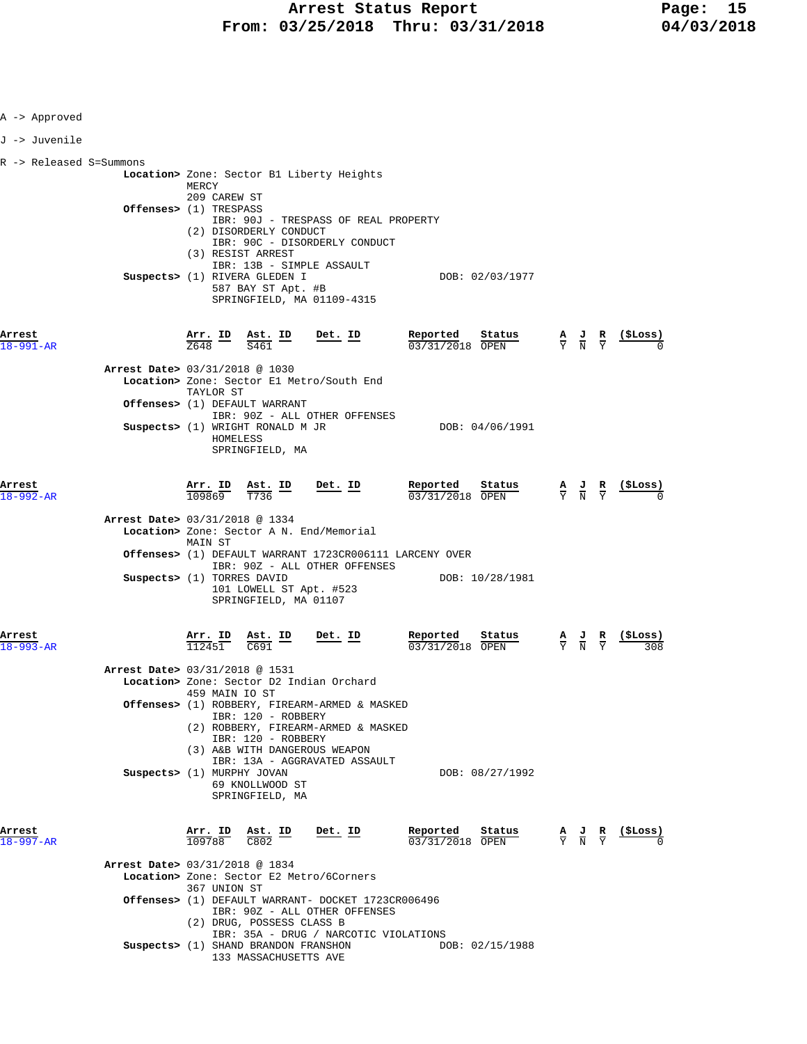A -> Approved

J -> Juvenile

R -> Released S=Summons

**Location>** Zone: Sector B1 Liberty Heights
MERCY
209 CAREW ST

**Offenses>** (1) TRESPASS
IBR: 90J - TRESPASS OF REAL PROPERTY
(2) DISORDERLY CONDUCT
IBR: 90C - DISORDERLY CONDUCT
(3) RESIST ARREST
IBR: 13B - SIMPLE ASSAULT

**Suspects>** (1) RIVERA GLEDEN I — DOB: 02/03/1977
587 BAY ST Apt. #B
SPRINGFIELD, MA 01109-4315

| Arrest | Arr. ID | Ast. ID | Det. ID | Reported | Status | A | J | R | ($Loss) |
|---|---|---|---|---|---|---|---|---|---|
| 18-991-AR | Z648 | S461 | | 03/31/2018 | OPEN | Y | N | Y | 0 |

**Arrest Date>** 03/31/2018 @ 1030

**Location>** Zone: Sector E1 Metro/South End
TAYLOR ST

**Offenses>** (1) DEFAULT WARRANT
IBR: 90Z - ALL OTHER OFFENSES

**Suspects>** (1) WRIGHT RONALD M JR — DOB: 04/06/1991
HOMELESS
SPRINGFIELD, MA

| Arrest | Arr. ID | Ast. ID | Det. ID | Reported | Status | A | J | R | ($Loss) |
|---|---|---|---|---|---|---|---|---|---|
| 18-992-AR | 109869 | T736 | | 03/31/2018 | OPEN | Y | N | Y | 0 |

**Arrest Date>** 03/31/2018 @ 1334

**Location>** Zone: Sector A N. End/Memorial
MAIN ST

**Offenses>** (1) DEFAULT WARRANT 1723CR006111 LARCENY OVER
IBR: 90Z - ALL OTHER OFFENSES

**Suspects>** (1) TORRES DAVID — DOB: 10/28/1981
101 LOWELL ST Apt. #523
SPRINGFIELD, MA 01107

| Arrest | Arr. ID | Ast. ID | Det. ID | Reported | Status | A | J | R | ($Loss) |
|---|---|---|---|---|---|---|---|---|---|
| 18-993-AR | 112451 | C691 | | 03/31/2018 | OPEN | Y | N | Y | 308 |

**Arrest Date>** 03/31/2018 @ 1531

**Location>** Zone: Sector D2 Indian Orchard
459 MAIN IO ST

**Offenses>** (1) ROBBERY, FIREARM-ARMED & MASKED
IBR: 120 - ROBBERY
(2) ROBBERY, FIREARM-ARMED & MASKED
IBR: 120 - ROBBERY
(3) A&B WITH DANGEROUS WEAPON
IBR: 13A - AGGRAVATED ASSAULT

**Suspects>** (1) MURPHY JOVAN — DOB: 08/27/1992
69 KNOLLWOOD ST
SPRINGFIELD, MA

| Arrest | Arr. ID | Ast. ID | Det. ID | Reported | Status | A | J | R | ($Loss) |
|---|---|---|---|---|---|---|---|---|---|
| 18-997-AR | 109788 | C802 | | 03/31/2018 | OPEN | Y | N | Y | 0 |

**Arrest Date>** 03/31/2018 @ 1834

**Location>** Zone: Sector E2 Metro/6Corners
367 UNION ST

**Offenses>** (1) DEFAULT WARRANT- DOCKET 1723CR006496
IBR: 90Z - ALL OTHER OFFENSES
(2) DRUG, POSSESS CLASS B
IBR: 35A - DRUG / NARCOTIC VIOLATIONS

**Suspects>** (1) SHAND BRANDON FRANSHON — DOB: 02/15/1988
133 MASSACHUSETTS AVE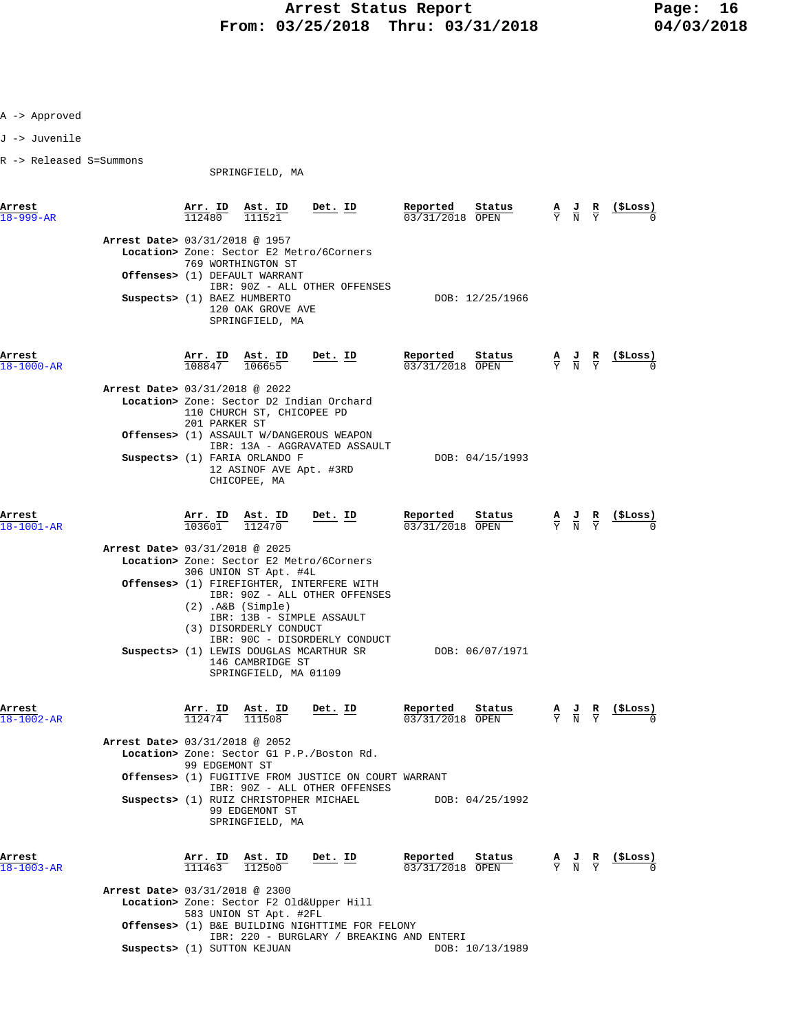A -> Approved

J -> Juvenile

R -> Released S=Summons

SPRINGFIELD, MA

| Arrest | Arr. ID | Ast. ID | Det. ID | Reported | Status | A | J | R | ($Loss) |
|---|---|---|---|---|---|---|---|---|---|
| 18-999-AR | 112480 | 111521 | | 03/31/2018 | OPEN | Y | N | Y | 0 |

**Arrest Date>** 03/31/2018 @ 1957
**Location>** Zone: Sector E2 Metro/6Corners
769 WORTHINGTON ST
**Offenses>** (1) DEFAULT WARRANT
IBR: 90Z - ALL OTHER OFFENSES
**Suspects>** (1) BAEZ HUMBERTO DOB: 12/25/1966
120 OAK GROVE AVE
SPRINGFIELD, MA

| Arrest | Arr. ID | Ast. ID | Det. ID | Reported | Status | A | J | R | ($Loss) |
|---|---|---|---|---|---|---|---|---|---|
| 18-1000-AR | 108847 | 106655 | | 03/31/2018 | OPEN | Y | N | Y | 0 |

**Arrest Date>** 03/31/2018 @ 2022
**Location>** Zone: Sector D2 Indian Orchard
110 CHURCH ST, CHICOPEE PD
201 PARKER ST
**Offenses>** (1) ASSAULT W/DANGEROUS WEAPON
IBR: 13A - AGGRAVATED ASSAULT
**Suspects>** (1) FARIA ORLANDO F DOB: 04/15/1993
12 ASINOF AVE Apt. #3RD
CHICOPEE, MA

| Arrest | Arr. ID | Ast. ID | Det. ID | Reported | Status | A | J | R | ($Loss) |
|---|---|---|---|---|---|---|---|---|---|
| 18-1001-AR | 103601 | 112470 | | 03/31/2018 | OPEN | Y | N | Y | 0 |

**Arrest Date>** 03/31/2018 @ 2025
**Location>** Zone: Sector E2 Metro/6Corners
306 UNION ST Apt. #4L
**Offenses>** (1) FIREFIGHTER, INTERFERE WITH
IBR: 90Z - ALL OTHER OFFENSES
(2) .A&B (Simple)
IBR: 13B - SIMPLE ASSAULT
(3) DISORDERLY CONDUCT
IBR: 90C - DISORDERLY CONDUCT
**Suspects>** (1) LEWIS DOUGLAS MCARTHUR SR DOB: 06/07/1971
146 CAMBRIDGE ST
SPRINGFIELD, MA 01109

| Arrest | Arr. ID | Ast. ID | Det. ID | Reported | Status | A | J | R | ($Loss) |
|---|---|---|---|---|---|---|---|---|---|
| 18-1002-AR | 112474 | 111508 | | 03/31/2018 | OPEN | Y | N | Y | 0 |

**Arrest Date>** 03/31/2018 @ 2052
**Location>** Zone: Sector G1 P.P./Boston Rd.
99 EDGEMONT ST
**Offenses>** (1) FUGITIVE FROM JUSTICE ON COURT WARRANT
IBR: 90Z - ALL OTHER OFFENSES
**Suspects>** (1) RUIZ CHRISTOPHER MICHAEL DOB: 04/25/1992
99 EDGEMONT ST
SPRINGFIELD, MA

| Arrest | Arr. ID | Ast. ID | Det. ID | Reported | Status | A | J | R | ($Loss) |
|---|---|---|---|---|---|---|---|---|---|
| 18-1003-AR | 111463 | 112500 | | 03/31/2018 | OPEN | Y | N | Y | 0 |

**Arrest Date>** 03/31/2018 @ 2300
**Location>** Zone: Sector F2 Old&Upper Hill
583 UNION ST Apt. #2FL
**Offenses>** (1) B&E BUILDING NIGHTTIME FOR FELONY
IBR: 220 - BURGLARY / BREAKING AND ENTERI
**Suspects>** (1) SUTTON KEJUAN DOB: 10/13/1989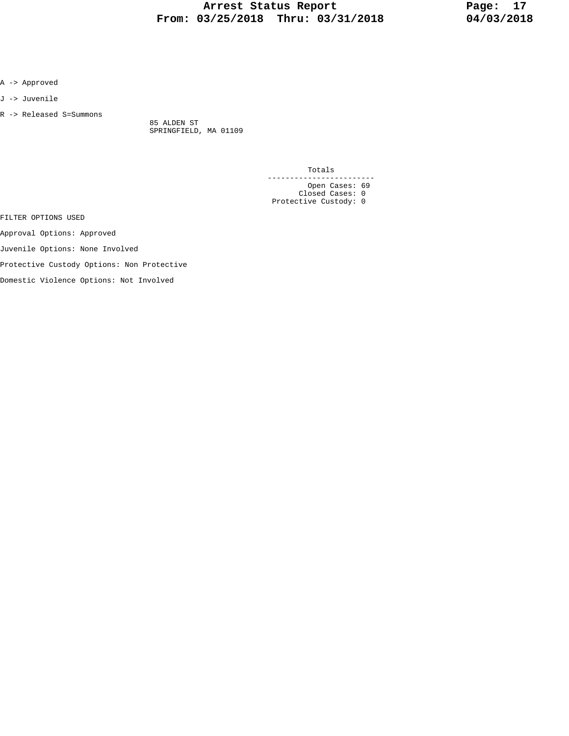A -> Approved

J -> Juvenile

R -> Released S=Summons

85 ALDEN ST
SPRINGFIELD, MA 01109

Totals

------------------------

Open Cases: 69
Closed Cases: 0
Protective Custody: 0

FILTER OPTIONS USED

Approval Options: Approved

Juvenile Options: None Involved

Protective Custody Options: Non Protective

Domestic Violence Options: Not Involved